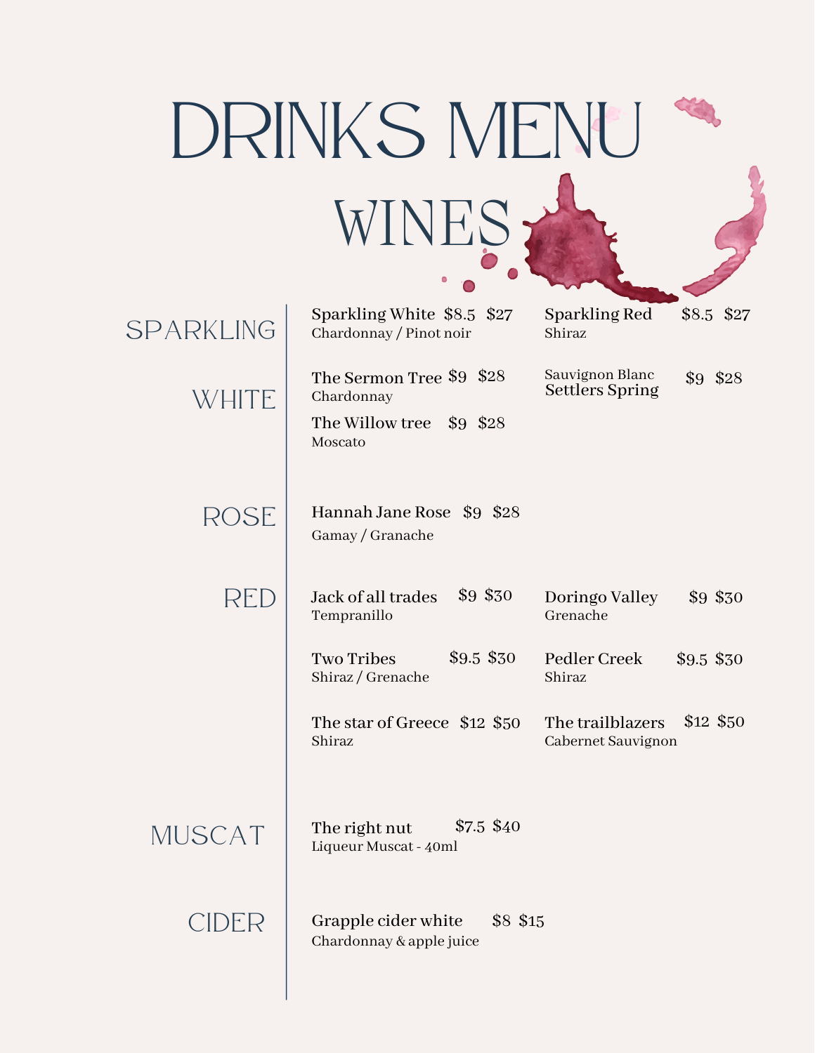# DRINKS MENU

## WINES

### SPARKLING

**Sparkling White** $8.5 $27
Chardonnay / Pinot noir

**Sparkling Red** $8.5 $27
Shiraz

### WHITE

**The Sermon Tree** $9 $28
Chardonnay

**The Willow tree** $9 $28
Moscato

Sauvignon Blanc
**Settlers Spring** $9 $28

### ROSE

**Hannah Jane Rose** $9 $28
Gamay / Granache

### RED

**Jack of all trades** $9 $30
Tempranillo

**Doringo Valley** $9 $30
Grenache

**Two Tribes** $9.5 $30
Shiraz / Grenache

**Pedler Creek** $9.5 $30
Shiraz

**The star of Greece** $12 $50
Shiraz

**The trailblazers** $12 $50
Cabernet Sauvignon

### MUSCAT

**The right nut** $7.5 $40
Liqueur Muscat - 40ml

### CIDER

**Grapple cider white** $8 $15
Chardonnay & apple juice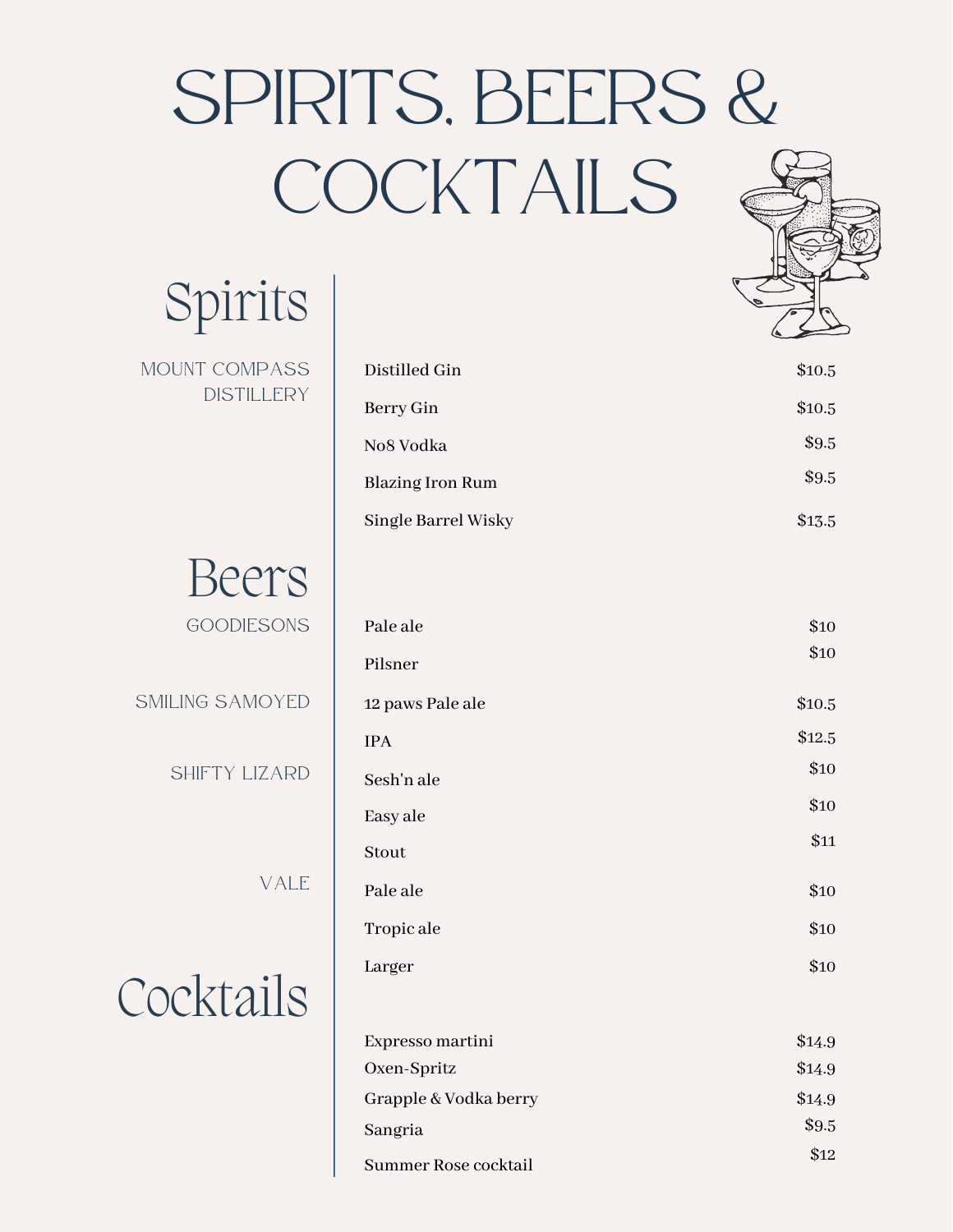# SPIRITS, BEERS & COCKTAILS

## Spirits

### MOUNT COMPASS DISTILLERY

| Item | Price |
| --- | --- |
| Distilled Gin | $10.5 |
| Berry Gin | $10.5 |
| No8 Vodka | $9.5 |
| Blazing Iron Rum | $9.5 |
| Single Barrel Wisky | $13.5 |

## Beers

### GOODIESONS

| Item | Price |
| --- | --- |
| Pale ale | $10 |
| Pilsner | $10 |

### SMILING SAMOYED

| Item | Price |
| --- | --- |
| 12 paws Pale ale | $10.5 |
| IPA | $12.5 |

### SHIFTY LIZARD

| Item | Price |
| --- | --- |
| Sesh'n ale | $10 |
| Easy ale | $10 |
| Stout | $11 |

### VALE

| Item | Price |
| --- | --- |
| Pale ale | $10 |
| Tropic ale | $10 |
| Larger | $10 |

## Cocktails

| Item | Price |
| --- | --- |
| Expresso martini | $14.9 |
| Oxen-Spritz | $14.9 |
| Grapple & Vodka berry | $14.9 |
| Sangria | $9.5 |
| Summer Rose cocktail | $12 |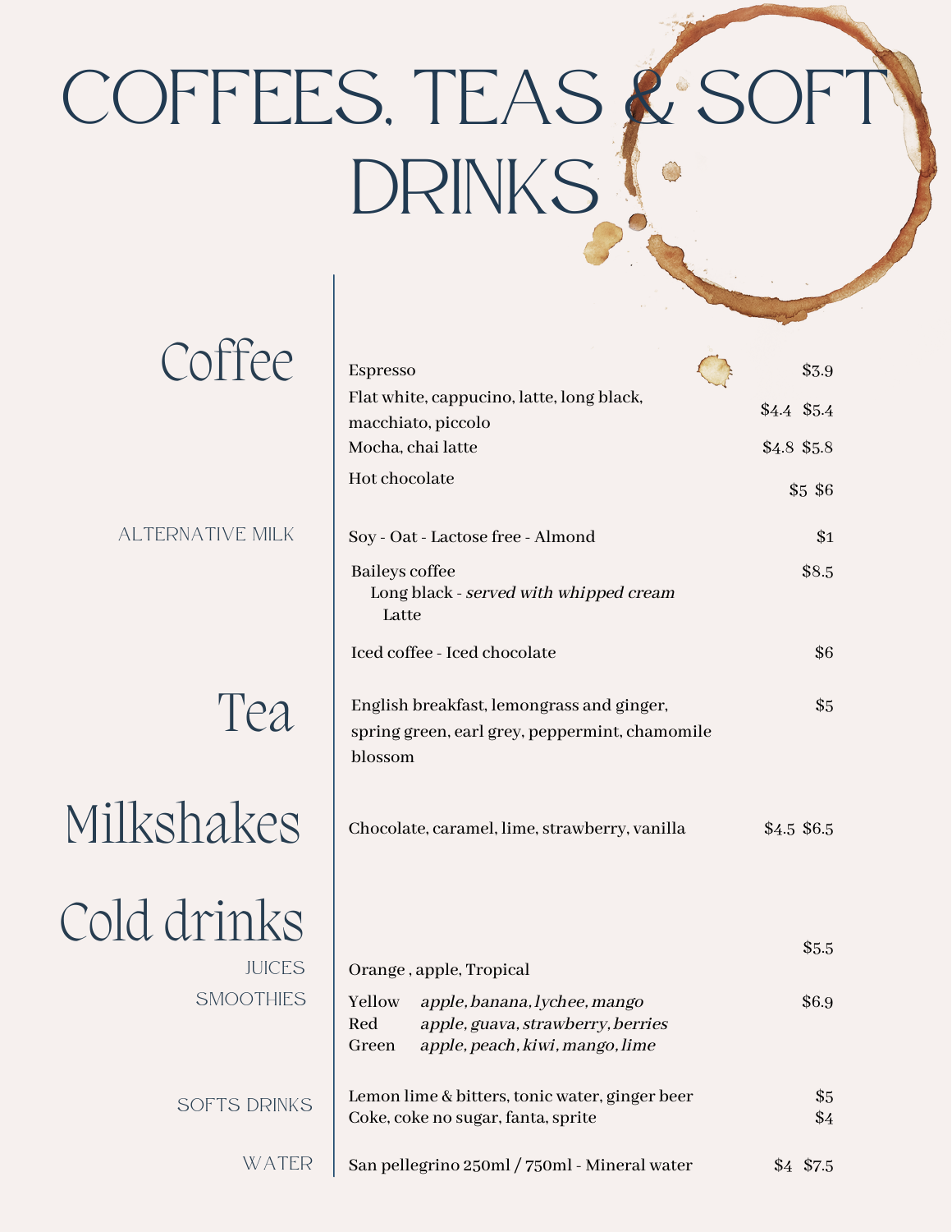# COFFEES, TEAS & SOFT DRINKS

## Coffee

Espresso $3.9

Flat white, cappucino, latte, long black, macchiato, piccolo $4.4 $5.4

Mocha, chai latte $4.8 $5.8

Hot chocolate $5 $6

ALTERNATIVE MILK

Soy - Oat - Lactose free - Almond $1

Baileys coffee $8.5
Long black - *served with whipped cream*
Latte

Iced coffee - Iced chocolate $6

## Tea

English breakfast, lemongrass and ginger, spring green, earl grey, peppermint, chamomile blossom $5

## Milkshakes

Chocolate, caramel, lime, strawberry, vanilla $4.5 $6.5

## Cold drinks

JUICES

Orange , apple, Tropical $5.5

SMOOTHIES

Yellow *apple, banana, lychee, mango* $6.9
Red *apple, guava, strawberry, berries*
Green *apple, peach, kiwi, mango, lime*

SOFTS DRINKS

Lemon lime & bitters, tonic water, ginger beer $5
Coke, coke no sugar, fanta, sprite $4

WATER

San pellegrino 250ml / 750ml - Mineral water $4 $7.5